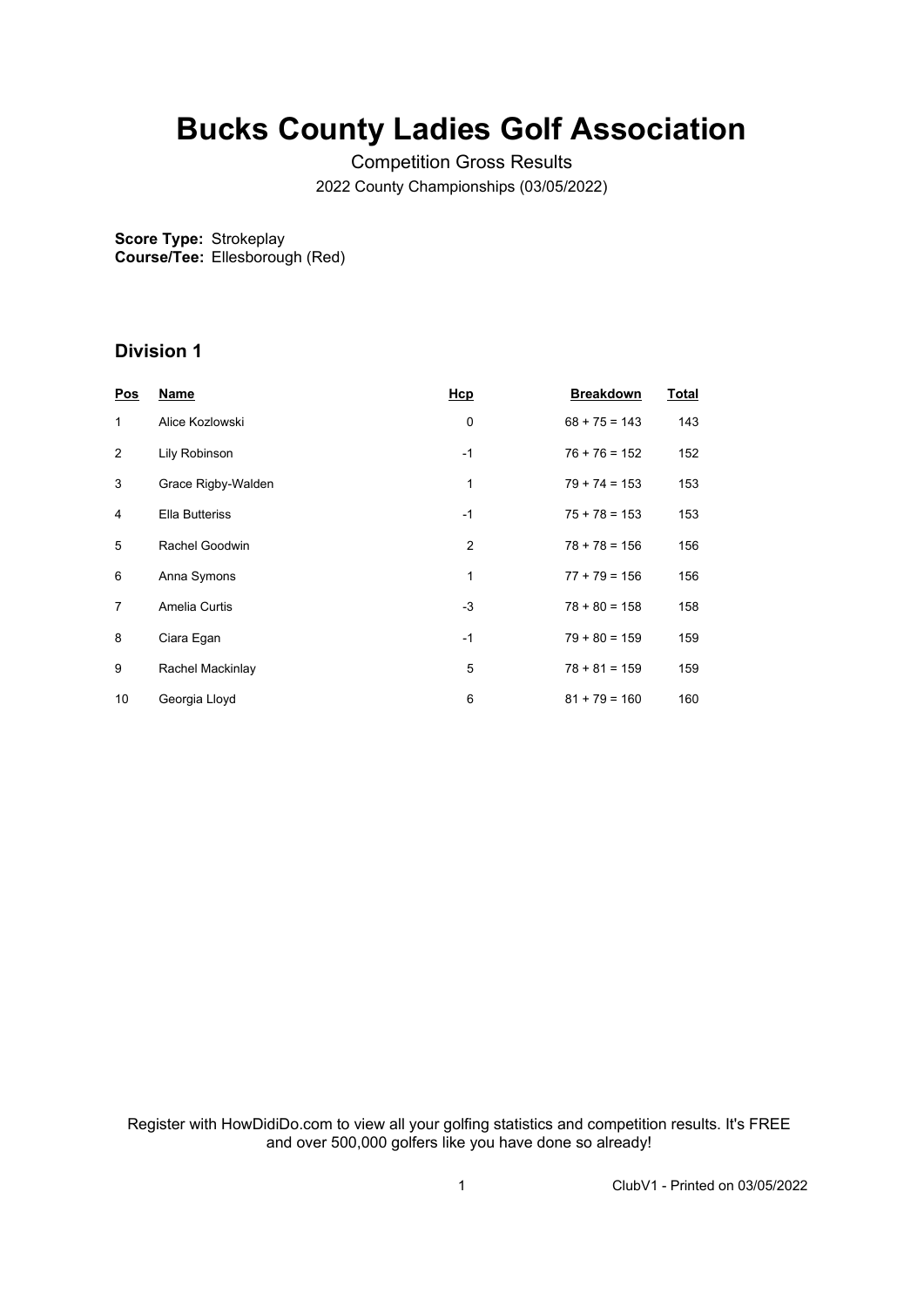# Bucks County Ladies Golf Association

Competition Gross Results

2022 County Championships (03/05/2022)

**Score Type:** Strokeplay
**Course/Tee:** Ellesborough (Red)

### Division 1

| Pos | Name | Hcp | Breakdown | Total |
|---|---|---|---|---|
| 1 | Alice Kozlowski | 0 | 68 + 75 = 143 | 143 |
| 2 | Lily Robinson | -1 | 76 + 76 = 152 | 152 |
| 3 | Grace Rigby-Walden | 1 | 79 + 74 = 153 | 153 |
| 4 | Ella Butteriss | -1 | 75 + 78 = 153 | 153 |
| 5 | Rachel Goodwin | 2 | 78 + 78 = 156 | 156 |
| 6 | Anna Symons | 1 | 77 + 79 = 156 | 156 |
| 7 | Amelia Curtis | -3 | 78 + 80 = 158 | 158 |
| 8 | Ciara Egan | -1 | 79 + 80 = 159 | 159 |
| 9 | Rachel Mackinlay | 5 | 78 + 81 = 159 | 159 |
| 10 | Georgia Lloyd | 6 | 81 + 79 = 160 | 160 |

Register with HowDidiDo.com to view all your golfing statistics and competition results. It's FREE and over 500,000 golfers like you have done so already!

ClubV1 - Printed on 03/05/2022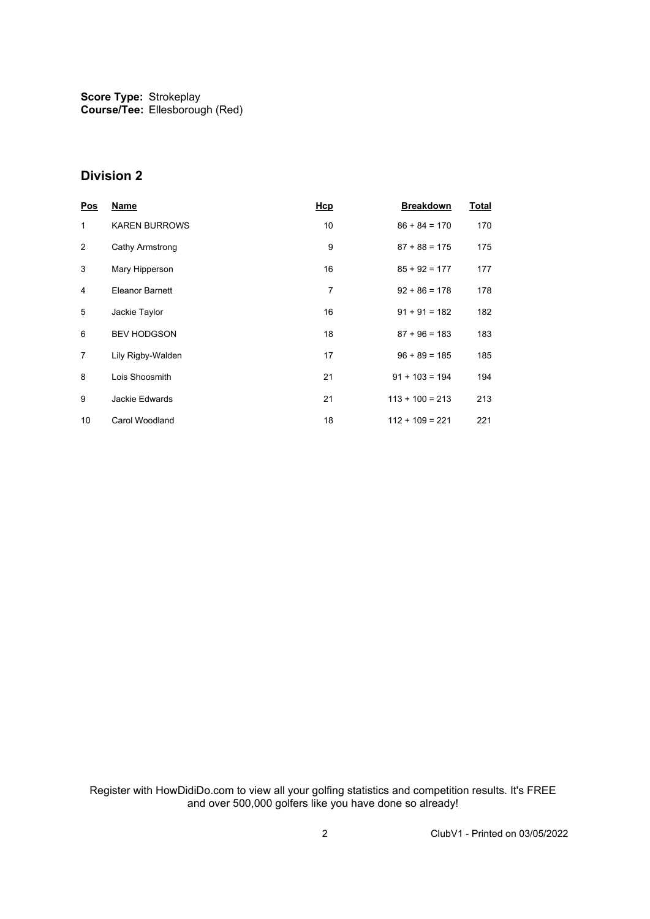**Score Type:** Strokeplay
**Course/Tee:** Ellesborough (Red)

## Division 2

| Pos | Name | Hcp | Breakdown | Total |
|---|---|---|---|---|
| 1 | KAREN BURROWS | 10 | 86 + 84 = 170 | 170 |
| 2 | Cathy Armstrong | 9 | 87 + 88 = 175 | 175 |
| 3 | Mary Hipperson | 16 | 85 + 92 = 177 | 177 |
| 4 | Eleanor Barnett | 7 | 92 + 86 = 178 | 178 |
| 5 | Jackie Taylor | 16 | 91 + 91 = 182 | 182 |
| 6 | BEV HODGSON | 18 | 87 + 96 = 183 | 183 |
| 7 | Lily Rigby-Walden | 17 | 96 + 89 = 185 | 185 |
| 8 | Lois Shoosmith | 21 | 91 + 103 = 194 | 194 |
| 9 | Jackie Edwards | 21 | 113 + 100 = 213 | 213 |
| 10 | Carol Woodland | 18 | 112 + 109 = 221 | 221 |

Register with HowDidiDo.com to view all your golfing statistics and competition results. It's FREE and over 500,000 golfers like you have done so already!

ClubV1 - Printed on 03/05/2022